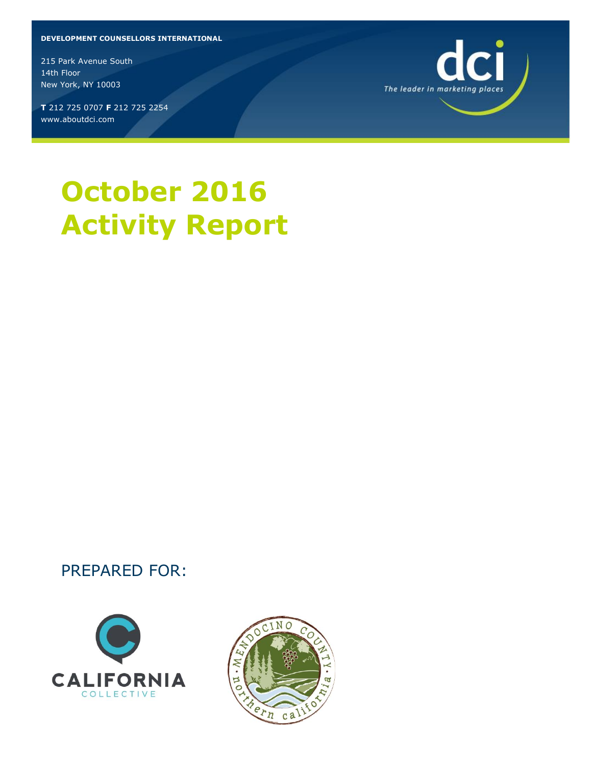**DEVELOPMENT COUNSELLORS INTERNATIONAL**

215 Park Avenue South
14th Floor
New York, NY 10003

**T** 212 725 0707 **F** 212 725 2254
www.aboutdci.com

dci
*The leader in marketing places*

# October 2016 Activity Report

PREPARED FOR:

CALIFORNIA COLLECTIVE

MENDOCINO COUNTY northern california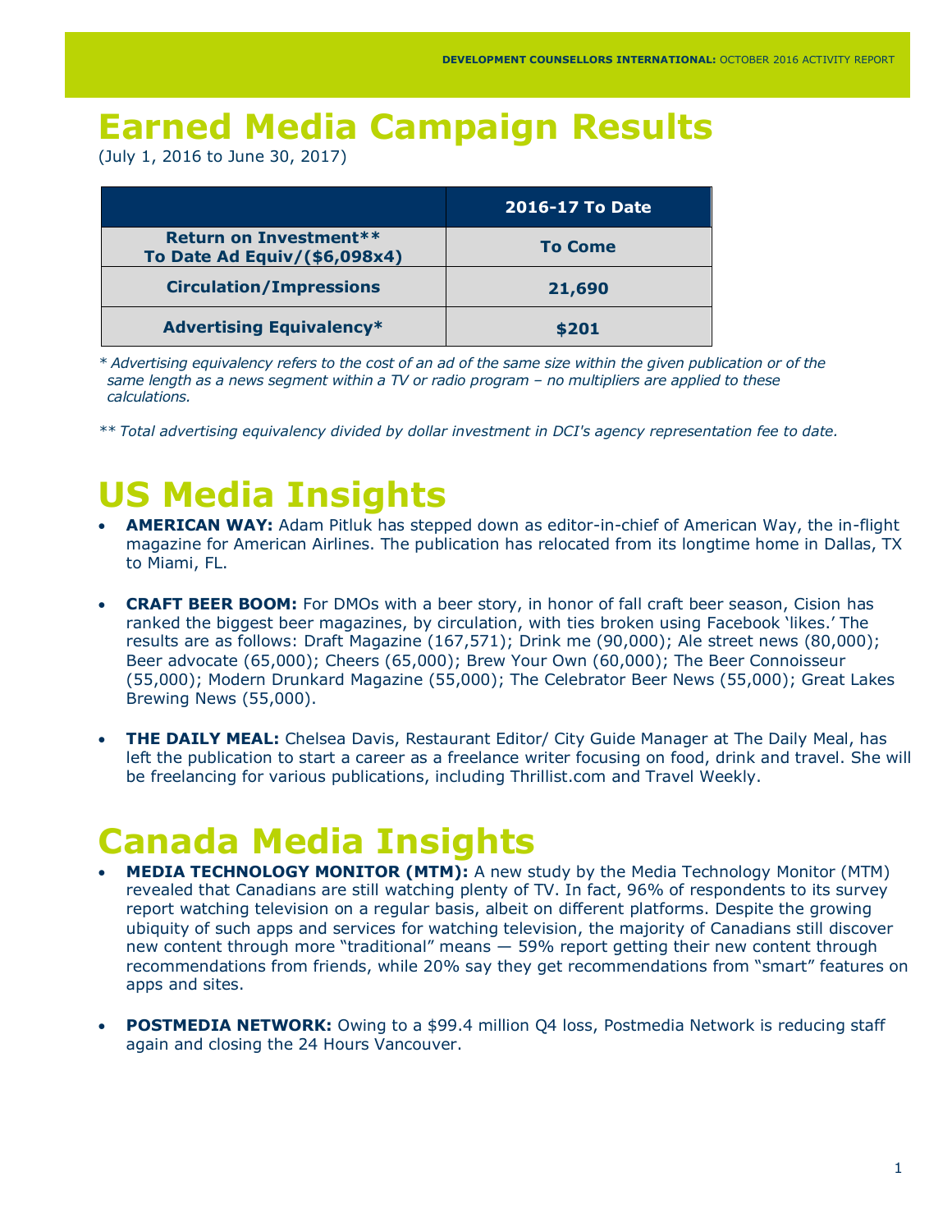# Earned Media Campaign Results

(July 1, 2016 to June 30, 2017)

| | 2016-17 To Date |
|---|---|
| **Return on Investment\*\***<br>**To Date Ad Equiv/($6,098x4)** | **To Come** |
| **Circulation/Impressions** | **21,690** |
| **Advertising Equivalency\*** | **$201** |

*\* Advertising equivalency refers to the cost of an ad of the same size within the given publication or of the same length as a news segment within a TV or radio program – no multipliers are applied to these calculations.*

*\*\* Total advertising equivalency divided by dollar investment in DCI's agency representation fee to date.*

# US Media Insights

- **AMERICAN WAY:** Adam Pitluk has stepped down as editor-in-chief of American Way, the in-flight magazine for American Airlines. The publication has relocated from its longtime home in Dallas, TX to Miami, FL.
- **CRAFT BEER BOOM:** For DMOs with a beer story, in honor of fall craft beer season, Cision has ranked the biggest beer magazines, by circulation, with ties broken using Facebook 'likes.' The results are as follows: Draft Magazine (167,571); Drink me (90,000); Ale street news (80,000); Beer advocate (65,000); Cheers (65,000); Brew Your Own (60,000); The Beer Connoisseur (55,000); Modern Drunkard Magazine (55,000); The Celebrator Beer News (55,000); Great Lakes Brewing News (55,000).
- **THE DAILY MEAL:** Chelsea Davis, Restaurant Editor/ City Guide Manager at The Daily Meal, has left the publication to start a career as a freelance writer focusing on food, drink and travel. She will be freelancing for various publications, including Thrillist.com and Travel Weekly.

# Canada Media Insights

- **MEDIA TECHNOLOGY MONITOR (MTM):** A new study by the Media Technology Monitor (MTM) revealed that Canadians are still watching plenty of TV. In fact, 96% of respondents to its survey report watching television on a regular basis, albeit on different platforms. Despite the growing ubiquity of such apps and services for watching television, the majority of Canadians still discover new content through more "traditional" means — 59% report getting their new content through recommendations from friends, while 20% say they get recommendations from "smart" features on apps and sites.
- **POSTMEDIA NETWORK:** Owing to a $99.4 million Q4 loss, Postmedia Network is reducing staff again and closing the 24 Hours Vancouver.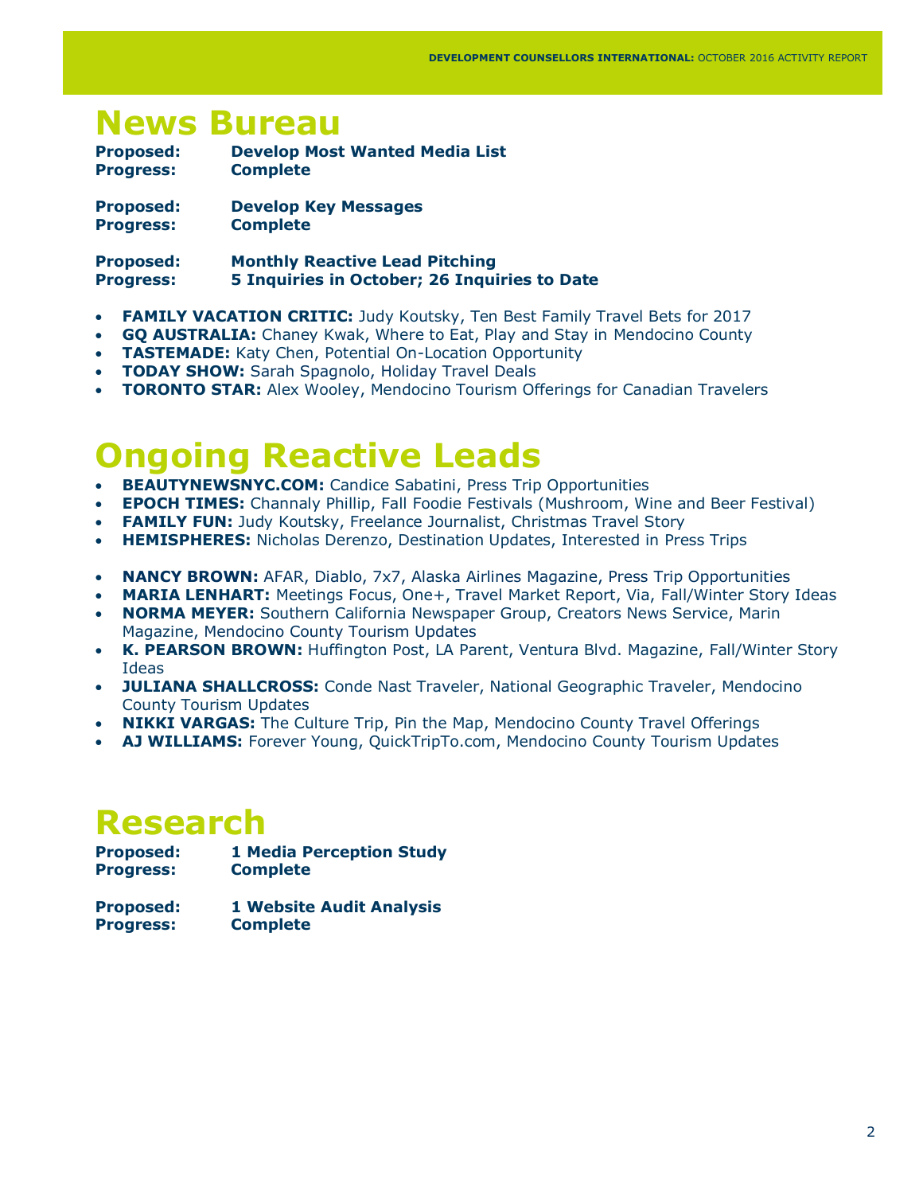# News Bureau

**Proposed:** **Develop Most Wanted Media List**
**Progress:** **Complete**

**Proposed:** **Develop Key Messages**
**Progress:** **Complete**

**Proposed:** **Monthly Reactive Lead Pitching**
**Progress:** **5 Inquiries in October; 26 Inquiries to Date**

- **FAMILY VACATION CRITIC:** Judy Koutsky, Ten Best Family Travel Bets for 2017
- **GQ AUSTRALIA:** Chaney Kwak, Where to Eat, Play and Stay in Mendocino County
- **TASTEMADE:** Katy Chen, Potential On-Location Opportunity
- **TODAY SHOW:** Sarah Spagnolo, Holiday Travel Deals
- **TORONTO STAR:** Alex Wooley, Mendocino Tourism Offerings for Canadian Travelers

# Ongoing Reactive Leads

- **BEAUTYNEWSNYC.COM:** Candice Sabatini, Press Trip Opportunities
- **EPOCH TIMES:** Channaly Phillip, Fall Foodie Festivals (Mushroom, Wine and Beer Festival)
- **FAMILY FUN:** Judy Koutsky, Freelance Journalist, Christmas Travel Story
- **HEMISPHERES:** Nicholas Derenzo, Destination Updates, Interested in Press Trips

- **NANCY BROWN:** AFAR, Diablo, 7x7, Alaska Airlines Magazine, Press Trip Opportunities
- **MARIA LENHART:** Meetings Focus, One+, Travel Market Report, Via, Fall/Winter Story Ideas
- **NORMA MEYER:** Southern California Newspaper Group, Creators News Service, Marin Magazine, Mendocino County Tourism Updates
- **K. PEARSON BROWN:** Huffington Post, LA Parent, Ventura Blvd. Magazine, Fall/Winter Story Ideas
- **JULIANA SHALLCROSS:** Conde Nast Traveler, National Geographic Traveler, Mendocino County Tourism Updates
- **NIKKI VARGAS:** The Culture Trip, Pin the Map, Mendocino County Travel Offerings
- **AJ WILLIAMS:** Forever Young, QuickTripTo.com, Mendocino County Tourism Updates

# Research

**Proposed:** **1 Media Perception Study**
**Progress:** **Complete**

**Proposed:** **1 Website Audit Analysis**
**Progress:** **Complete**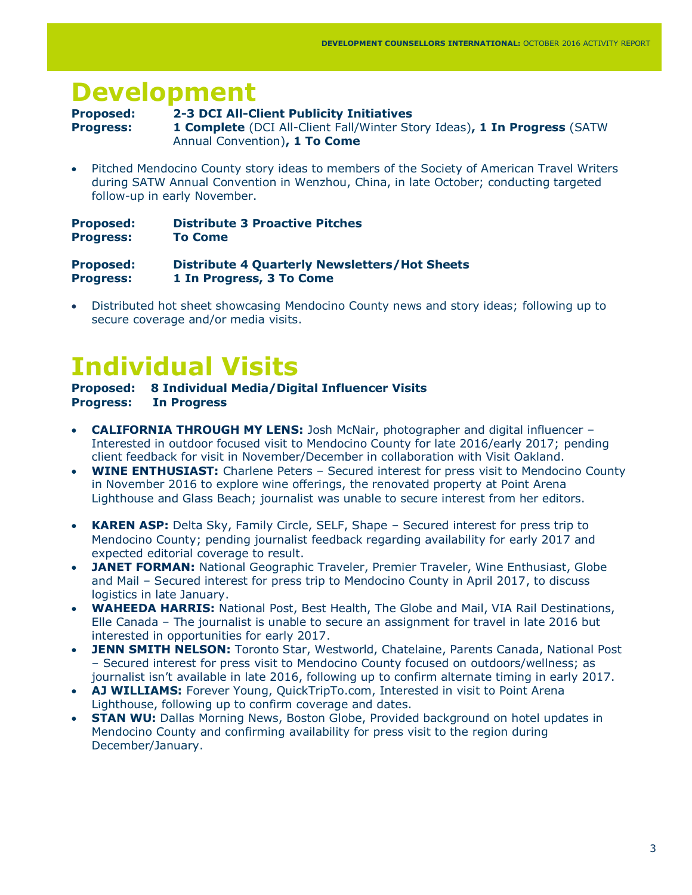# Development

**Proposed:** **2-3 DCI All-Client Publicity Initiatives**
**Progress:** **1 Complete** (DCI All-Client Fall/Winter Story Ideas)**, 1 In Progress** (SATW Annual Convention)**, 1 To Come**

- Pitched Mendocino County story ideas to members of the Society of American Travel Writers during SATW Annual Convention in Wenzhou, China, in late October; conducting targeted follow-up in early November.

**Proposed:** **Distribute 3 Proactive Pitches**
**Progress:** **To Come**

**Proposed:** **Distribute 4 Quarterly Newsletters/Hot Sheets**
**Progress:** **1 In Progress, 3 To Come**

- Distributed hot sheet showcasing Mendocino County news and story ideas; following up to secure coverage and/or media visits.

# Individual Visits

**Proposed:** **8 Individual Media/Digital Influencer Visits**
**Progress:** **In Progress**

- **CALIFORNIA THROUGH MY LENS:** Josh McNair, photographer and digital influencer – Interested in outdoor focused visit to Mendocino County for late 2016/early 2017; pending client feedback for visit in November/December in collaboration with Visit Oakland.
- **WINE ENTHUSIAST:** Charlene Peters – Secured interest for press visit to Mendocino County in November 2016 to explore wine offerings, the renovated property at Point Arena Lighthouse and Glass Beach; journalist was unable to secure interest from her editors.
- **KAREN ASP:** Delta Sky, Family Circle, SELF, Shape – Secured interest for press trip to Mendocino County; pending journalist feedback regarding availability for early 2017 and expected editorial coverage to result.
- **JANET FORMAN:** National Geographic Traveler, Premier Traveler, Wine Enthusiast, Globe and Mail – Secured interest for press trip to Mendocino County in April 2017, to discuss logistics in late January.
- **WAHEEDA HARRIS:** National Post, Best Health, The Globe and Mail, VIA Rail Destinations, Elle Canada – The journalist is unable to secure an assignment for travel in late 2016 but interested in opportunities for early 2017.
- **JENN SMITH NELSON:** Toronto Star, Westworld, Chatelaine, Parents Canada, National Post – Secured interest for press visit to Mendocino County focused on outdoors/wellness; as journalist isn't available in late 2016, following up to confirm alternate timing in early 2017.
- **AJ WILLIAMS:** Forever Young, QuickTripTo.com, Interested in visit to Point Arena Lighthouse, following up to confirm coverage and dates.
- **STAN WU:** Dallas Morning News, Boston Globe, Provided background on hotel updates in Mendocino County and confirming availability for press visit to the region during December/January.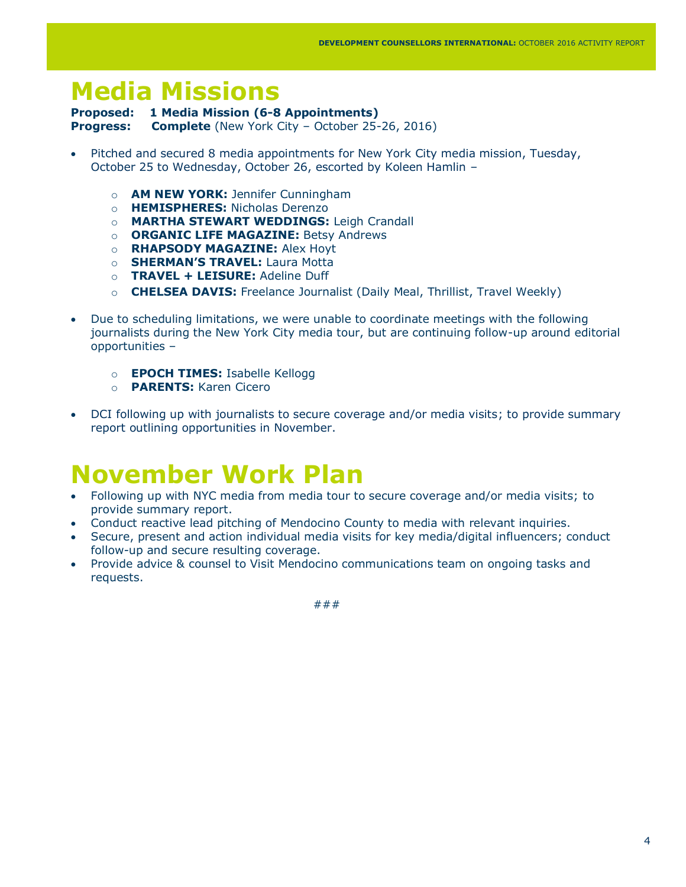# Media Missions

**Proposed: 1 Media Mission (6-8 Appointments)**
**Progress: Complete** (New York City – October 25-26, 2016)

- Pitched and secured 8 media appointments for New York City media mission, Tuesday, October 25 to Wednesday, October 26, escorted by Koleen Hamlin –
  - **AM NEW YORK:** Jennifer Cunningham
  - **HEMISPHERES:** Nicholas Derenzo
  - **MARTHA STEWART WEDDINGS:** Leigh Crandall
  - **ORGANIC LIFE MAGAZINE:** Betsy Andrews
  - **RHAPSODY MAGAZINE:** Alex Hoyt
  - **SHERMAN'S TRAVEL:** Laura Motta
  - **TRAVEL + LEISURE:** Adeline Duff
  - **CHELSEA DAVIS:** Freelance Journalist (Daily Meal, Thrillist, Travel Weekly)
- Due to scheduling limitations, we were unable to coordinate meetings with the following journalists during the New York City media tour, but are continuing follow-up around editorial opportunities –
  - **EPOCH TIMES:** Isabelle Kellogg
  - **PARENTS:** Karen Cicero
- DCI following up with journalists to secure coverage and/or media visits; to provide summary report outlining opportunities in November.

# November Work Plan

- Following up with NYC media from media tour to secure coverage and/or media visits; to provide summary report.
- Conduct reactive lead pitching of Mendocino County to media with relevant inquiries.
- Secure, present and action individual media visits for key media/digital influencers; conduct follow-up and secure resulting coverage.
- Provide advice & counsel to Visit Mendocino communications team on ongoing tasks and requests.

###